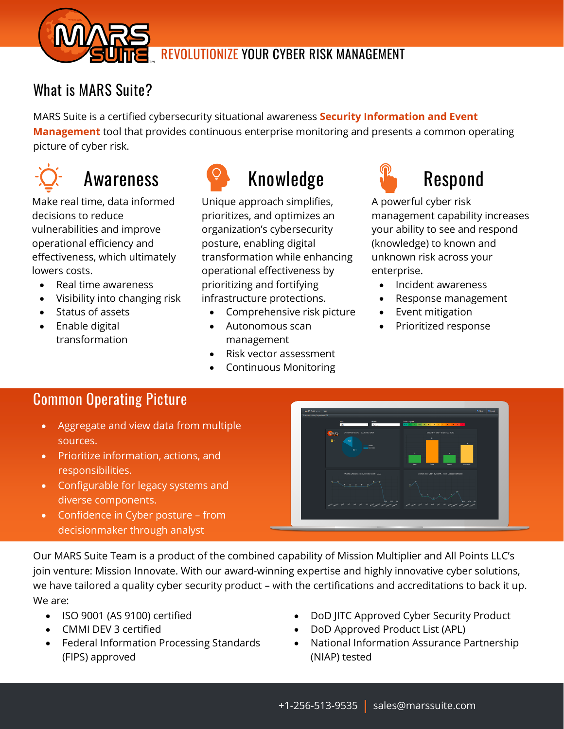# MARS SUITE

REVOLUTIONIZE YOUR CYBER RISK MANAGEMENT

## What is MARS Suite?

MARS Suite is a certified cybersecurity situational awareness **Security Information and Event Management** tool that provides continuous enterprise monitoring and presents a common operating picture of cyber risk.

### Awareness

Make real time, data informed decisions to reduce vulnerabilities and improve operational efficiency and effectiveness, which ultimately lowers costs.

- Real time awareness
- Visibility into changing risk
- Status of assets
- Enable digital transformation

### Knowledge

Unique approach simplifies, prioritizes, and optimizes an organization's cybersecurity posture, enabling digital transformation while enhancing operational effectiveness by prioritizing and fortifying infrastructure protections.

- Comprehensive risk picture
- Autonomous scan management
- Risk vector assessment
- Continuous Monitoring

### Respond

A powerful cyber risk management capability increases your ability to see and respond (knowledge) to known and unknown risk across your enterprise.

- Incident awareness
- Response management
- Event mitigation
- Prioritized response

## Common Operating Picture

- Aggregate and view data from multiple sources.
- Prioritize information, actions, and responsibilities.
- Configurable for legacy systems and diverse components.
- Confidence in Cyber posture – from decisionmaker through analyst

Our MARS Suite Team is a product of the combined capability of Mission Multiplier and All Points LLC's join venture: Mission Innovate. With our award-winning expertise and highly innovative cyber solutions, we have tailored a quality cyber security product – with the certifications and accreditations to back it up. We are:

- ISO 9001 (AS 9100) certified
- CMMI DEV 3 certified
- Federal Information Processing Standards (FIPS) approved
- DoD JITC Approved Cyber Security Product
- DoD Approved Product List (APL)
- National Information Assurance Partnership (NIAP) tested

+1-256-513-9535 | sales@marssuite.com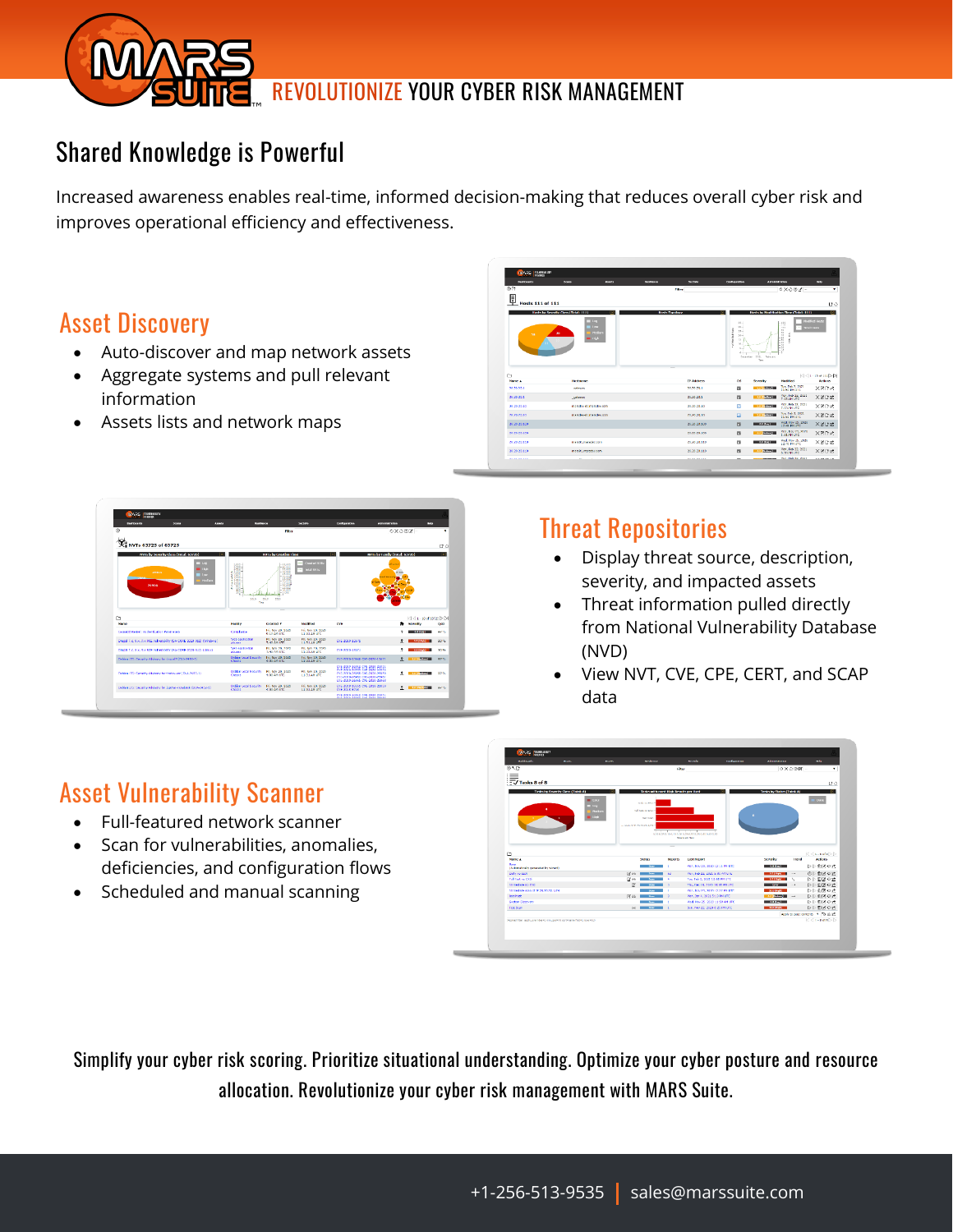REVOLUTIONIZE YOUR CYBER RISK MANAGEMENT

## Shared Knowledge is Powerful

Increased awareness enables real-time, informed decision-making that reduces overall cyber risk and improves operational efficiency and effectiveness.

### Asset Discovery

- Auto-discover and map network assets
- Aggregate systems and pull relevant information
- Assets lists and network maps

### Threat Repositories

- Display threat source, description, severity, and impacted assets
- Threat information pulled directly from National Vulnerability Database (NVD)
- View NVT, CVE, CPE, CERT, and SCAP data

### Asset Vulnerability Scanner

- Full-featured network scanner
- Scan for vulnerabilities, anomalies, deficiencies, and configuration flows
- Scheduled and manual scanning

Simplify your cyber risk scoring. Prioritize situational understanding. Optimize your cyber posture and resource allocation. Revolutionize your cyber risk management with MARS Suite.

+1-256-513-9535 | sales@marssuite.com